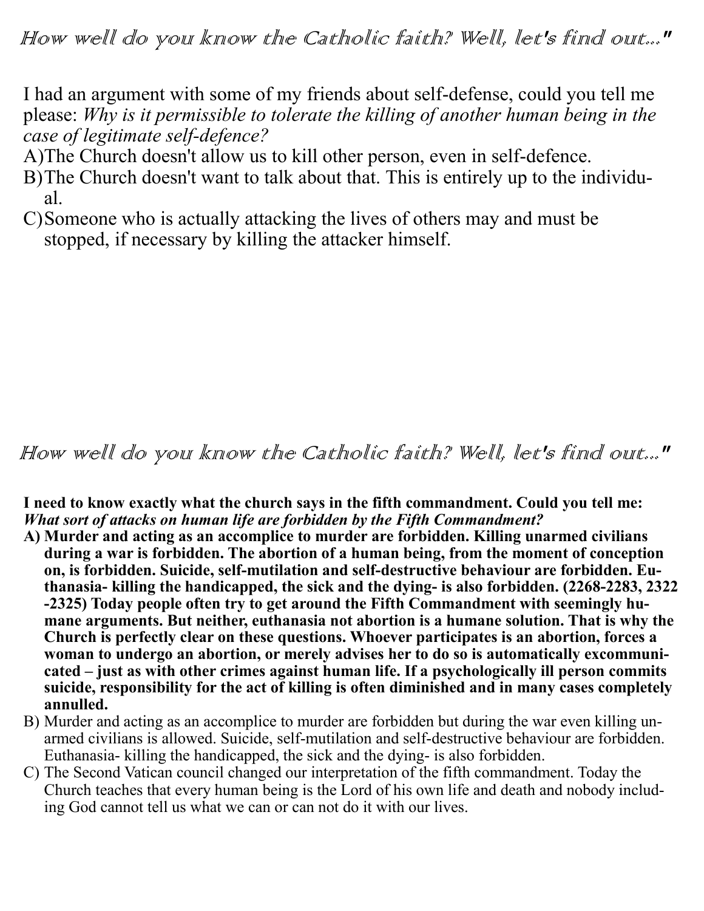*How well do you know the Catholic faith? Well, let's find out..."*

I had an argument with some of my friends about self-defense, could you tell me please: *Why is it permissible to tolerate the killing of another human being in the case of legitimate self-defence?*

A) The Church doesn't allow us to kill other person, even in self-defence.

B) The Church doesn't want to talk about that. This is entirely up to the individual.

C) Someone who is actually attacking the lives of others may and must be stopped, if necessary by killing the attacker himself.

*How well do you know the Catholic faith? Well, let's find out..."*

**I need to know exactly what the church says in the fifth commandment. Could you tell me:** ***What sort of attacks on human life are forbidden by the Fifth Commandment?***

**A) Murder and acting as an accomplice to murder are forbidden. Killing unarmed civilians during a war is forbidden. The abortion of a human being, from the moment of conception on, is forbidden. Suicide, self-mutilation and self-destructive behaviour are forbidden. Euthanasia- killing the handicapped, the sick and the dying- is also forbidden. (2268-2283, 2322 -2325) Today people often try to get around the Fifth Commandment with seemingly humane arguments. But neither, euthanasia not abortion is a humane solution. That is why the Church is perfectly clear on these questions. Whoever participates is an abortion, forces a woman to undergo an abortion, or merely advises her to do so is automatically excommunicated – just as with other crimes against human life. If a psychologically ill person commits suicide, responsibility for the act of killing is often diminished and in many cases completely annulled.**

B) Murder and acting as an accomplice to murder are forbidden but during the war even killing unarmed civilians is allowed. Suicide, self-mutilation and self-destructive behaviour are forbidden. Euthanasia- killing the handicapped, the sick and the dying- is also forbidden.

C) The Second Vatican council changed our interpretation of the fifth commandment. Today the Church teaches that every human being is the Lord of his own life and death and nobody including God cannot tell us what we can or can not do it with our lives.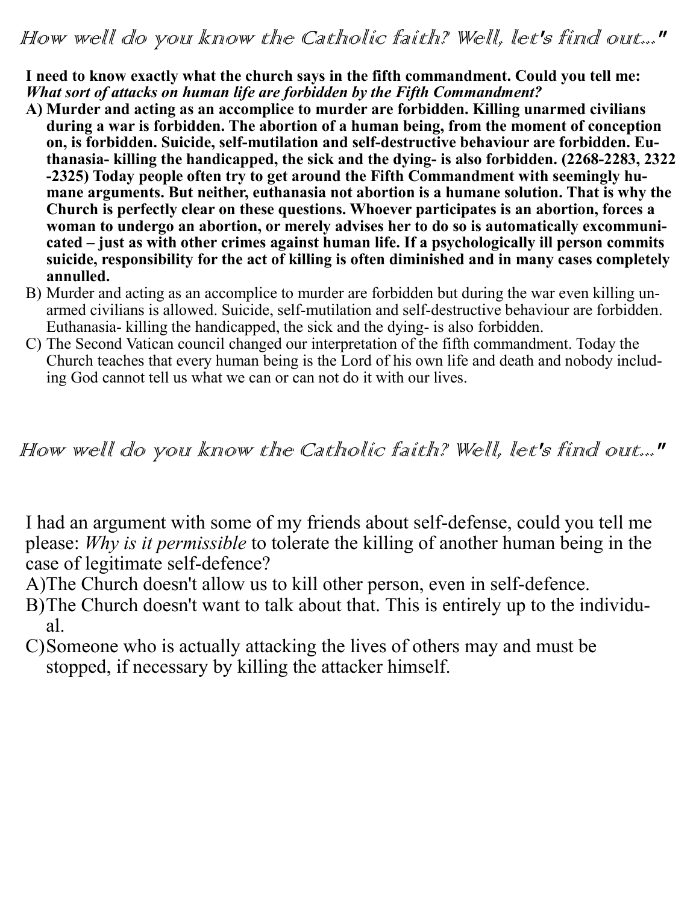## How well do you know the Catholic faith? Well, let's find out..."

**I need to know exactly what the church says in the fifth commandment. Could you tell me:**
***What sort of attacks on human life are forbidden by the Fifth Commandment?***

**A) Murder and acting as an accomplice to murder are forbidden. Killing unarmed civilians during a war is forbidden. The abortion of a human being, from the moment of conception on, is forbidden. Suicide, self-mutilation and self-destructive behaviour are forbidden. Euthanasia- killing the handicapped, the sick and the dying- is also forbidden. (2268-2283, 2322 -2325) Today people often try to get around the Fifth Commandment with seemingly humane arguments. But neither, euthanasia not abortion is a humane solution. That is why the Church is perfectly clear on these questions. Whoever participates is an abortion, forces a woman to undergo an abortion, or merely advises her to do so is automatically excommunicated – just as with other crimes against human life. If a psychologically ill person commits suicide, responsibility for the act of killing is often diminished and in many cases completely annulled.**

B) Murder and acting as an accomplice to murder are forbidden but during the war even killing unarmed civilians is allowed. Suicide, self-mutilation and self-destructive behaviour are forbidden. Euthanasia- killing the handicapped, the sick and the dying- is also forbidden.

C) The Second Vatican council changed our interpretation of the fifth commandment. Today the Church teaches that every human being is the Lord of his own life and death and nobody including God cannot tell us what we can or can not do it with our lives.

## How well do you know the Catholic faith? Well, let's find out..."

I had an argument with some of my friends about self-defense, could you tell me please: *Why is it permissible* to tolerate the killing of another human being in the case of legitimate self-defence?

A)The Church doesn't allow us to kill other person, even in self-defence.

B)The Church doesn't want to talk about that. This is entirely up to the individual.

C)Someone who is actually attacking the lives of others may and must be stopped, if necessary by killing the attacker himself.